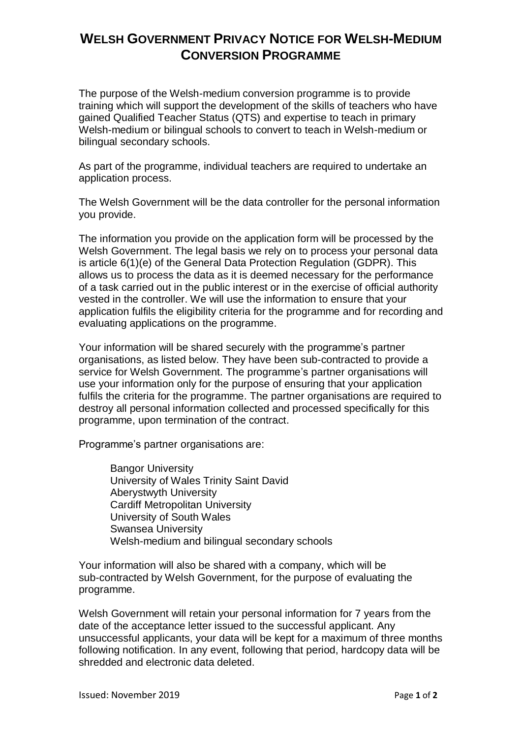# Welsh Government Privacy Notice for Welsh-Medium Conversion Programme

The purpose of the Welsh-medium conversion programme is to provide training which will support the development of the skills of teachers who have gained Qualified Teacher Status (QTS) and expertise to teach in primary Welsh-medium or bilingual schools to convert to teach in Welsh-medium or bilingual secondary schools.

As part of the programme, individual teachers are required to undertake an application process.

The Welsh Government will be the data controller for the personal information you provide.

The information you provide on the application form will be processed by the Welsh Government. The legal basis we rely on to process your personal data is article 6(1)(e) of the General Data Protection Regulation (GDPR). This allows us to process the data as it is deemed necessary for the performance of a task carried out in the public interest or in the exercise of official authority vested in the controller. We will use the information to ensure that your application fulfils the eligibility criteria for the programme and for recording and evaluating applications on the programme.

Your information will be shared securely with the programme's partner organisations, as listed below. They have been sub-contracted to provide a service for Welsh Government. The programme's partner organisations will use your information only for the purpose of ensuring that your application fulfils the criteria for the programme. The partner organisations are required to destroy all personal information collected and processed specifically for this programme, upon termination of the contract.

Programme's partner organisations are:

- Bangor University
- University of Wales Trinity Saint David
- Aberystwyth University
- Cardiff Metropolitan University
- University of South Wales
- Swansea University
- Welsh-medium and bilingual secondary schools

Your information will also be shared with a company, which will be sub-contracted by Welsh Government, for the purpose of evaluating the programme.

Welsh Government will retain your personal information for 7 years from the date of the acceptance letter issued to the successful applicant. Any unsuccessful applicants, your data will be kept for a maximum of three months following notification. In any event, following that period, hardcopy data will be shredded and electronic data deleted.

Issued: November 2019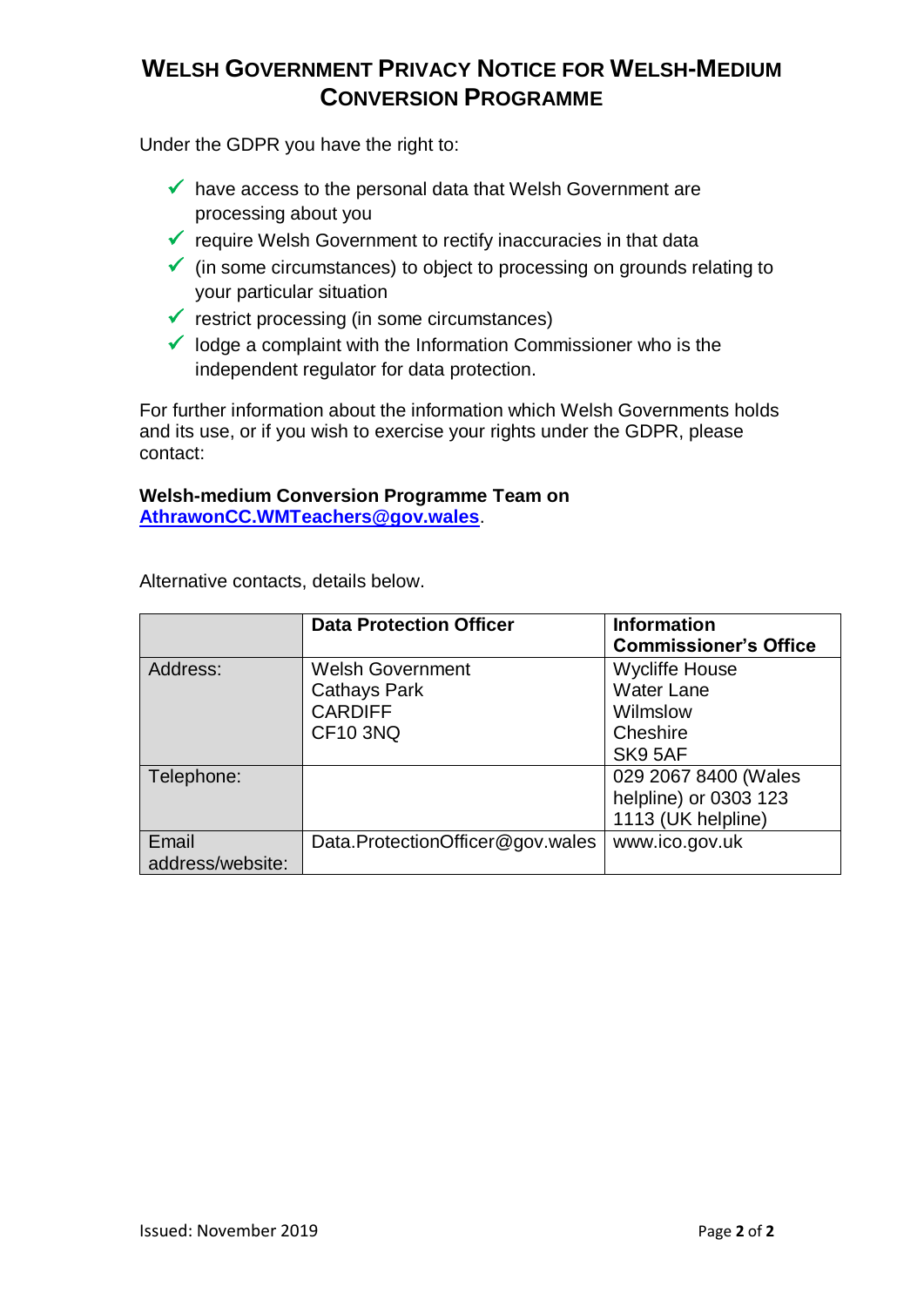# Welsh Government Privacy Notice for Welsh-Medium Conversion Programme

Under the GDPR you have the right to:

- ✓ have access to the personal data that Welsh Government are processing about you
- ✓ require Welsh Government to rectify inaccuracies in that data
- ✓ (in some circumstances) to object to processing on grounds relating to your particular situation
- ✓ restrict processing (in some circumstances)
- ✓ lodge a complaint with the Information Commissioner who is the independent regulator for data protection.

For further information about the information which Welsh Governments holds and its use, or if you wish to exercise your rights under the GDPR, please contact:

**Welsh-medium Conversion Programme Team on**
**AthrawonCC.WMTeachers@gov.wales**.

Alternative contacts, details below.

| | Data Protection Officer | Information Commissioner's Office |
|---|---|---|
| Address: | Welsh Government<br>Cathays Park<br>CARDIFF<br>CF10 3NQ | Wycliffe House<br>Water Lane<br>Wilmslow<br>Cheshire<br>SK9 5AF |
| Telephone: | | 029 2067 8400 (Wales helpline) or 0303 123 1113 (UK helpline) |
| Email address/website: | Data.ProtectionOfficer@gov.wales | www.ico.gov.uk |

Issued: November 2019